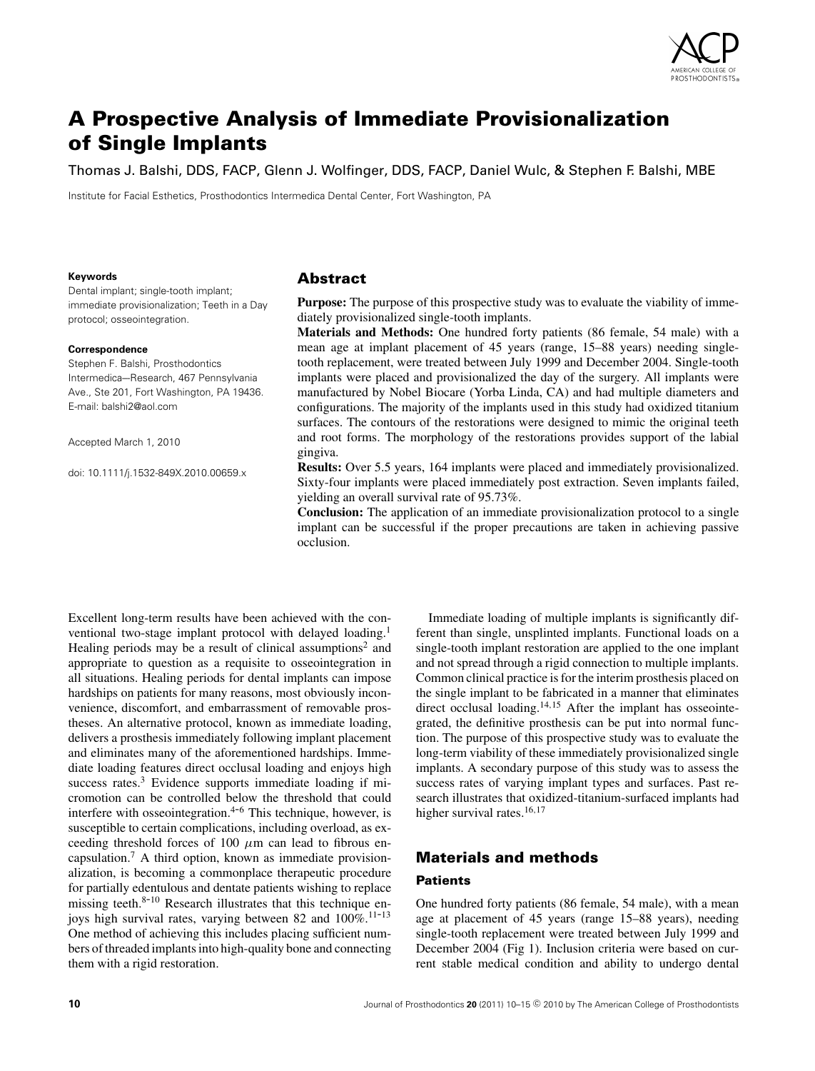# A Prospective Analysis of Immediate Provisionalization of Single Implants

Thomas J. Balshi, DDS, FACP, Glenn J. Wolfinger, DDS, FACP, Daniel Wulc, & Stephen F. Balshi, MBE

Institute for Facial Esthetics, Prosthodontics Intermedica Dental Center, Fort Washington, PA

**Keywords**

Dental implant; single-tooth implant; immediate provisionalization; Teeth in a Day protocol; osseointegration.

**Correspondence**

Stephen F. Balshi, Prosthodontics Intermedica—Research, 467 Pennsylvania Ave., Ste 201, Fort Washington, PA 19436. E-mail: balshi2@aol.com

Accepted March 1, 2010

doi: 10.1111/j.1532-849X.2010.00659.x

## Abstract

**Purpose:** The purpose of this prospective study was to evaluate the viability of immediately provisionalized single-tooth implants.

**Materials and Methods:** One hundred forty patients (86 female, 54 male) with a mean age at implant placement of 45 years (range, 15–88 years) needing single-tooth replacement, were treated between July 1999 and December 2004. Single-tooth implants were placed and provisionalized the day of the surgery. All implants were manufactured by Nobel Biocare (Yorba Linda, CA) and had multiple diameters and configurations. The majority of the implants used in this study had oxidized titanium surfaces. The contours of the restorations were designed to mimic the original teeth and root forms. The morphology of the restorations provides support of the labial gingiva.

**Results:** Over 5.5 years, 164 implants were placed and immediately provisionalized. Sixty-four implants were placed immediately post extraction. Seven implants failed, yielding an overall survival rate of 95.73%.

**Conclusion:** The application of an immediate provisionalization protocol to a single implant can be successful if the proper precautions are taken in achieving passive occlusion.

Excellent long-term results have been achieved with the conventional two-stage implant protocol with delayed loading.[1] Healing periods may be a result of clinical assumptions[2] and appropriate to question as a requisite to osseointegration in all situations. Healing periods for dental implants can impose hardships on patients for many reasons, most obviously inconvenience, discomfort, and embarrassment of removable prostheses. An alternative protocol, known as immediate loading, delivers a prosthesis immediately following implant placement and eliminates many of the aforementioned hardships. Immediate loading features direct occlusal loading and enjoys high success rates.[3] Evidence supports immediate loading if micromotion can be controlled below the threshold that could interfere with osseointegration.[4-6] This technique, however, is susceptible to certain complications, including overload, as exceeding threshold forces of 100 $\mu$m can lead to fibrous encapsulation.[7] A third option, known as immediate provisionalization, is becoming a commonplace therapeutic procedure for partially edentulous and dentate patients wishing to replace missing teeth.[8-10] Research illustrates that this technique enjoys high survival rates, varying between 82 and 100%.[11-13] One method of achieving this includes placing sufficient numbers of threaded implants into high-quality bone and connecting them with a rigid restoration.

Immediate loading of multiple implants is significantly different than single, unsplinted implants. Functional loads on a single-tooth implant restoration are applied to the one implant and not spread through a rigid connection to multiple implants. Common clinical practice is for the interim prosthesis placed on the single implant to be fabricated in a manner that eliminates direct occlusal loading.[14,15] After the implant has osseointegrated, the definitive prosthesis can be put into normal function. The purpose of this prospective study was to evaluate the long-term viability of these immediately provisionalized single implants. A secondary purpose of this study was to assess the success rates of varying implant types and surfaces. Past research illustrates that oxidized-titanium-surfaced implants had higher survival rates.[16,17]

## Materials and methods

### Patients

One hundred forty patients (86 female, 54 male), with a mean age at placement of 45 years (range 15–88 years), needing single-tooth replacement were treated between July 1999 and December 2004 (Fig 1). Inclusion criteria were based on current stable medical condition and ability to undergo dental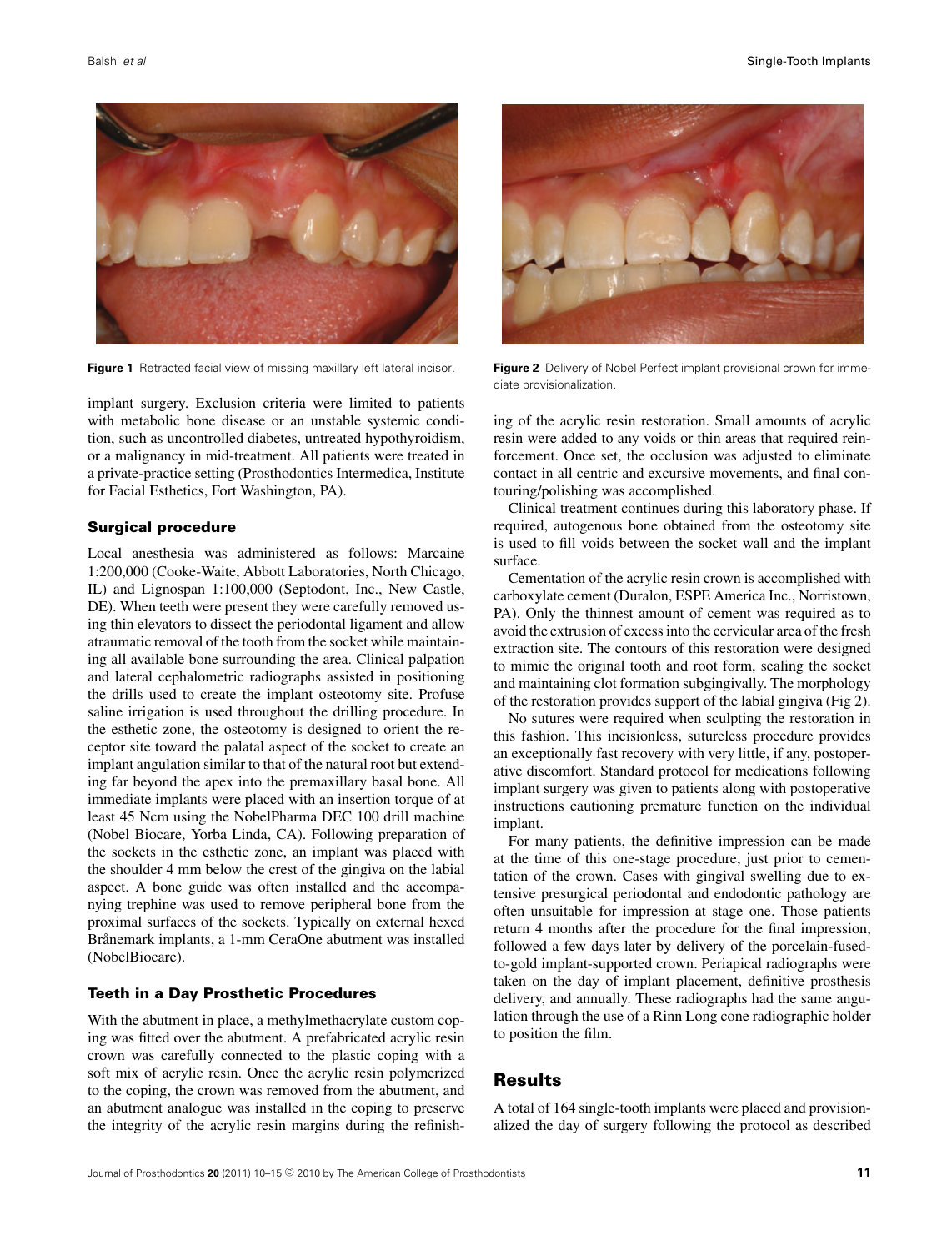Figure 1 Retracted facial view of missing maxillary left lateral incisor.

Figure 2 Delivery of Nobel Perfect implant provisional crown for immediate provisionalization.

implant surgery. Exclusion criteria were limited to patients with metabolic bone disease or an unstable systemic condition, such as uncontrolled diabetes, untreated hypothyroidism, or a malignancy in mid-treatment. All patients were treated in a private-practice setting (Prosthodontics Intermedica, Institute for Facial Esthetics, Fort Washington, PA).

### Surgical procedure

Local anesthesia was administered as follows: Marcaine 1:200,000 (Cooke-Waite, Abbott Laboratories, North Chicago, IL) and Lignospan 1:100,000 (Septodont, Inc., New Castle, DE). When teeth were present they were carefully removed using thin elevators to dissect the periodontal ligament and allow atraumatic removal of the tooth from the socket while maintaining all available bone surrounding the area. Clinical palpation and lateral cephalometric radiographs assisted in positioning the drills used to create the implant osteotomy site. Profuse saline irrigation is used throughout the drilling procedure. In the esthetic zone, the osteotomy is designed to orient the receptor site toward the palatal aspect of the socket to create an implant angulation similar to that of the natural root but extending far beyond the apex into the premaxillary basal bone. All immediate implants were placed with an insertion torque of at least 45 Ncm using the NobelPharma DEC 100 drill machine (Nobel Biocare, Yorba Linda, CA). Following preparation of the sockets in the esthetic zone, an implant was placed with the shoulder 4 mm below the crest of the gingiva on the labial aspect. A bone guide was often installed and the accompanying trephine was used to remove peripheral bone from the proximal surfaces of the sockets. Typically on external hexed Brånemark implants, a 1-mm CeraOne abutment was installed (NobelBiocare).

### Teeth in a Day Prosthetic Procedures

With the abutment in place, a methylmethacrylate custom coping was fitted over the abutment. A prefabricated acrylic resin crown was carefully connected to the plastic coping with a soft mix of acrylic resin. Once the acrylic resin polymerized to the coping, the crown was removed from the abutment, and an abutment analogue was installed in the coping to preserve the integrity of the acrylic resin margins during the refinishing of the acrylic resin restoration. Small amounts of acrylic resin were added to any voids or thin areas that required reinforcement. Once set, the occlusion was adjusted to eliminate contact in all centric and excursive movements, and final contouring/polishing was accomplished.

Clinical treatment continues during this laboratory phase. If required, autogenous bone obtained from the osteotomy site is used to fill voids between the socket wall and the implant surface.

Cementation of the acrylic resin crown is accomplished with carboxylate cement (Duralon, ESPE America Inc., Norristown, PA). Only the thinnest amount of cement was required as to avoid the extrusion of excess into the cervicular area of the fresh extraction site. The contours of this restoration were designed to mimic the original tooth and root form, sealing the socket and maintaining clot formation subgingivally. The morphology of the restoration provides support of the labial gingiva (Fig 2).

No sutures were required when sculpting the restoration in this fashion. This incisionless, sutureless procedure provides an exceptionally fast recovery with very little, if any, postoperative discomfort. Standard protocol for medications following implant surgery was given to patients along with postoperative instructions cautioning premature function on the individual implant.

For many patients, the definitive impression can be made at the time of this one-stage procedure, just prior to cementation of the crown. Cases with gingival swelling due to extensive presurgical periodontal and endodontic pathology are often unsuitable for impression at stage one. Those patients return 4 months after the procedure for the final impression, followed a few days later by delivery of the porcelain-fused-to-gold implant-supported crown. Periapical radiographs were taken on the day of implant placement, definitive prosthesis delivery, and annually. These radiographs had the same angulation through the use of a Rinn Long cone radiographic holder to position the film.

## Results

A total of 164 single-tooth implants were placed and provisionalized the day of surgery following the protocol as described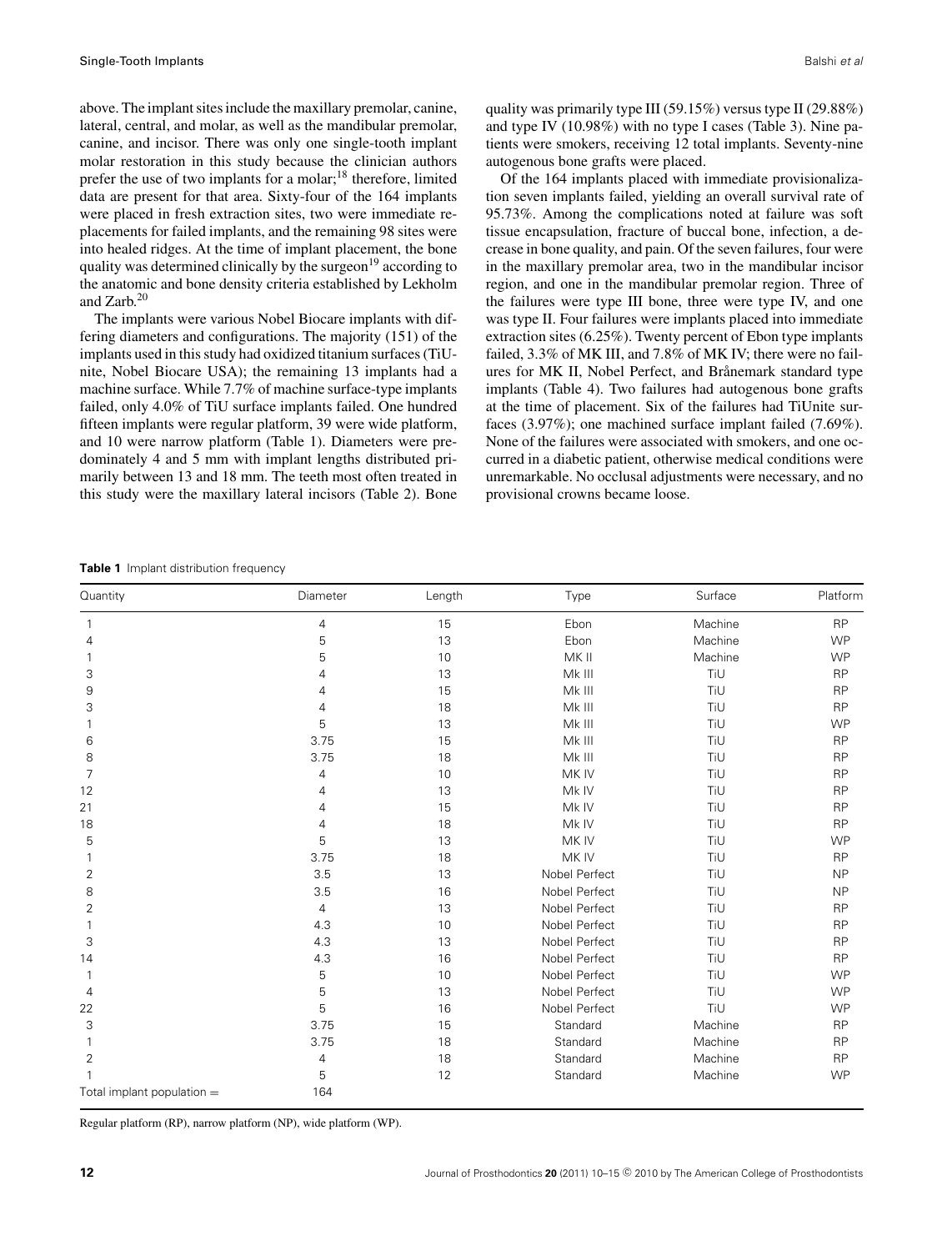above. The implant sites include the maxillary premolar, canine, lateral, central, and molar, as well as the mandibular premolar, canine, and incisor. There was only one single-tooth implant molar restoration in this study because the clinician authors prefer the use of two implants for a molar;[18] therefore, limited data are present for that area. Sixty-four of the 164 implants were placed in fresh extraction sites, two were immediate replacements for failed implants, and the remaining 98 sites were into healed ridges. At the time of implant placement, the bone quality was determined clinically by the surgeon[19] according to the anatomic and bone density criteria established by Lekholm and Zarb.[20]

The implants were various Nobel Biocare implants with differing diameters and configurations. The majority (151) of the implants used in this study had oxidized titanium surfaces (TiUnite, Nobel Biocare USA); the remaining 13 implants had a machine surface. While 7.7% of machine surface-type implants failed, only 4.0% of TiU surface implants failed. One hundred fifteen implants were regular platform, 39 were wide platform, and 10 were narrow platform (Table 1). Diameters were predominately 4 and 5 mm with implant lengths distributed primarily between 13 and 18 mm. The teeth most often treated in this study were the maxillary lateral incisors (Table 2). Bone quality was primarily type III (59.15%) versus type II (29.88%) and type IV (10.98%) with no type I cases (Table 3). Nine patients were smokers, receiving 12 total implants. Seventy-nine autogenous bone grafts were placed.

Of the 164 implants placed with immediate provisionalization seven implants failed, yielding an overall survival rate of 95.73%. Among the complications noted at failure was soft tissue encapsulation, fracture of buccal bone, infection, a decrease in bone quality, and pain. Of the seven failures, four were in the maxillary premolar area, two in the mandibular incisor region, and one in the mandibular premolar region. Three of the failures were type III bone, three were type IV, and one was type II. Four failures were implants placed into immediate extraction sites (6.25%). Twenty percent of Ebon type implants failed, 3.3% of MK III, and 7.8% of MK IV; there were no failures for MK II, Nobel Perfect, and Brånemark standard type implants (Table 4). Two failures had autogenous bone grafts at the time of placement. Six of the failures had TiUnite surfaces (3.97%); one machined surface implant failed (7.69%). None of the failures were associated with smokers, and one occurred in a diabetic patient, otherwise medical conditions were unremarkable. No occlusal adjustments were necessary, and no provisional crowns became loose.

**Table 1** Implant distribution frequency

| Quantity | Diameter | Length | Type | Surface | Platform |
|---|---|---|---|---|---|
| 1 | 4 | 15 | Ebon | Machine | RP |
| 4 | 5 | 13 | Ebon | Machine | WP |
| 1 | 5 | 10 | MK II | Machine | WP |
| 3 | 4 | 13 | Mk III | TiU | RP |
| 9 | 4 | 15 | Mk III | TiU | RP |
| 3 | 4 | 18 | Mk III | TiU | RP |
| 1 | 5 | 13 | Mk III | TiU | WP |
| 6 | 3.75 | 15 | Mk III | TiU | RP |
| 8 | 3.75 | 18 | Mk III | TiU | RP |
| 7 | 4 | 10 | MK IV | TiU | RP |
| 12 | 4 | 13 | Mk IV | TiU | RP |
| 21 | 4 | 15 | Mk IV | TiU | RP |
| 18 | 4 | 18 | Mk IV | TiU | RP |
| 5 | 5 | 13 | MK IV | TiU | WP |
| 1 | 3.75 | 18 | MK IV | TiU | RP |
| 2 | 3.5 | 13 | Nobel Perfect | TiU | NP |
| 8 | 3.5 | 16 | Nobel Perfect | TiU | NP |
| 2 | 4 | 13 | Nobel Perfect | TiU | RP |
| 1 | 4.3 | 10 | Nobel Perfect | TiU | RP |
| 3 | 4.3 | 13 | Nobel Perfect | TiU | RP |
| 14 | 4.3 | 16 | Nobel Perfect | TiU | RP |
| 1 | 5 | 10 | Nobel Perfect | TiU | WP |
| 4 | 5 | 13 | Nobel Perfect | TiU | WP |
| 22 | 5 | 16 | Nobel Perfect | TiU | WP |
| 3 | 3.75 | 15 | Standard | Machine | RP |
| 1 | 3.75 | 18 | Standard | Machine | RP |
| 2 | 4 | 18 | Standard | Machine | RP |
| 1 | 5 | 12 | Standard | Machine | WP |
| Total implant population = | 164 | | | | |

Regular platform (RP), narrow platform (NP), wide platform (WP).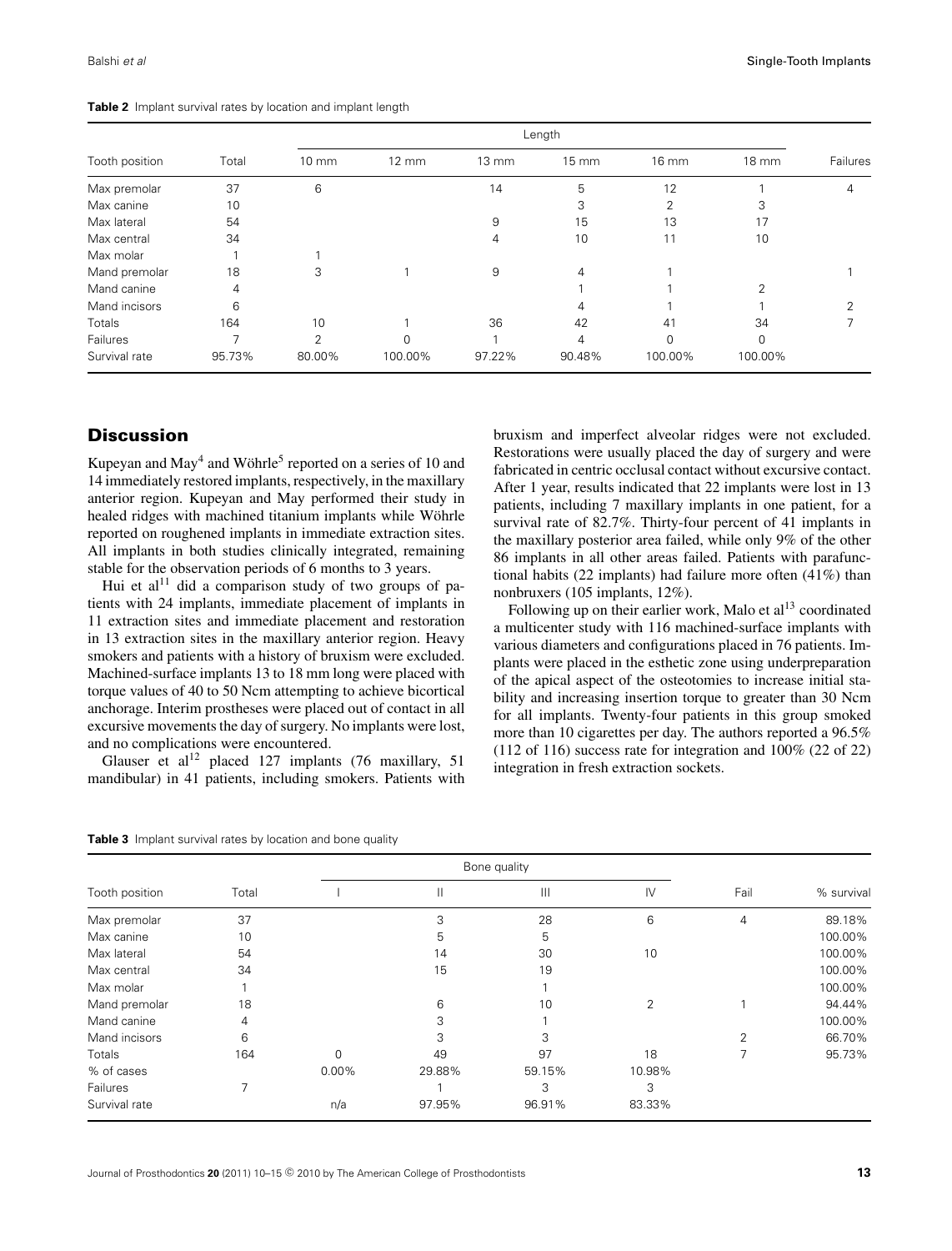**Table 2** Implant survival rates by location and implant length

| Tooth position | Total | Length | | | | | | Failures |
|---|---|---|---|---|---|---|---|---|
| | | 10 mm | 12 mm | 13 mm | 15 mm | 16 mm | 18 mm | |
| Max premolar | 37 | 6 | | 14 | 5 | 12 | 1 | 4 |
| Max canine | 10 | | | | 3 | 2 | 3 | |
| Max lateral | 54 | | | 9 | 15 | 13 | 17 | |
| Max central | 34 | | | 4 | 10 | 11 | 10 | |
| Max molar | 1 | 1 | | | | | | |
| Mand premolar | 18 | 3 | 1 | 9 | 4 | 1 | | 1 |
| Mand canine | 4 | | | | 1 | 1 | 2 | |
| Mand incisors | 6 | | | | 4 | 1 | 1 | 2 |
| Totals | 164 | 10 | 1 | 36 | 42 | 41 | 34 | 7 |
| Failures | 7 | 2 | 0 | 1 | 4 | 0 | 0 | |
| Survival rate | 95.73% | 80.00% | 100.00% | 97.22% | 90.48% | 100.00% | 100.00% | |

## Discussion

Kupeyan and May[4] and Wöhrle[5] reported on a series of 10 and 14 immediately restored implants, respectively, in the maxillary anterior region. Kupeyan and May performed their study in healed ridges with machined titanium implants while Wöhrle reported on roughened implants in immediate extraction sites. All implants in both studies clinically integrated, remaining stable for the observation periods of 6 months to 3 years.

Hui et al[11] did a comparison study of two groups of patients with 24 implants, immediate placement of implants in 11 extraction sites and immediate placement and restoration in 13 extraction sites in the maxillary anterior region. Heavy smokers and patients with a history of bruxism were excluded. Machined-surface implants 13 to 18 mm long were placed with torque values of 40 to 50 Ncm attempting to achieve bicortical anchorage. Interim prostheses were placed out of contact in all excursive movements the day of surgery. No implants were lost, and no complications were encountered.

Glauser et al[12] placed 127 implants (76 maxillary, 51 mandibular) in 41 patients, including smokers. Patients with bruxism and imperfect alveolar ridges were not excluded. Restorations were usually placed the day of surgery and were fabricated in centric occlusal contact without excursive contact. After 1 year, results indicated that 22 implants were lost in 13 patients, including 7 maxillary implants in one patient, for a survival rate of 82.7%. Thirty-four percent of 41 implants in the maxillary posterior area failed, while only 9% of the other 86 implants in all other areas failed. Patients with parafunctional habits (22 implants) had failure more often (41%) than nonbruxers (105 implants, 12%).

Following up on their earlier work, Malo et al[13] coordinated a multicenter study with 116 machined-surface implants with various diameters and configurations placed in 76 patients. Implants were placed in the esthetic zone using underpreparation of the apical aspect of the osteotomies to increase initial stability and increasing insertion torque to greater than 30 Ncm for all implants. Twenty-four patients in this group smoked more than 10 cigarettes per day. The authors reported a 96.5% (112 of 116) success rate for integration and 100% (22 of 22) integration in fresh extraction sockets.

**Table 3** Implant survival rates by location and bone quality

| Tooth position | Total | Bone quality | | | | Fail | % survival |
|---|---|---|---|---|---|---|---|
| | | I | II | III | IV | | |
| Max premolar | 37 | | 3 | 28 | 6 | 4 | 89.18% |
| Max canine | 10 | | 5 | 5 | | | 100.00% |
| Max lateral | 54 | | 14 | 30 | 10 | | 100.00% |
| Max central | 34 | | 15 | 19 | | | 100.00% |
| Max molar | 1 | | | 1 | | | 100.00% |
| Mand premolar | 18 | | 6 | 10 | 2 | 1 | 94.44% |
| Mand canine | 4 | | 3 | 1 | | | 100.00% |
| Mand incisors | 6 | | 3 | 3 | | 2 | 66.70% |
| Totals | 164 | 0 | 49 | 97 | 18 | 7 | 95.73% |
| % of cases | | 0.00% | 29.88% | 59.15% | 10.98% | | |
| Failures | 7 | | 1 | 3 | 3 | | |
| Survival rate | | n/a | 97.95% | 96.91% | 83.33% | | |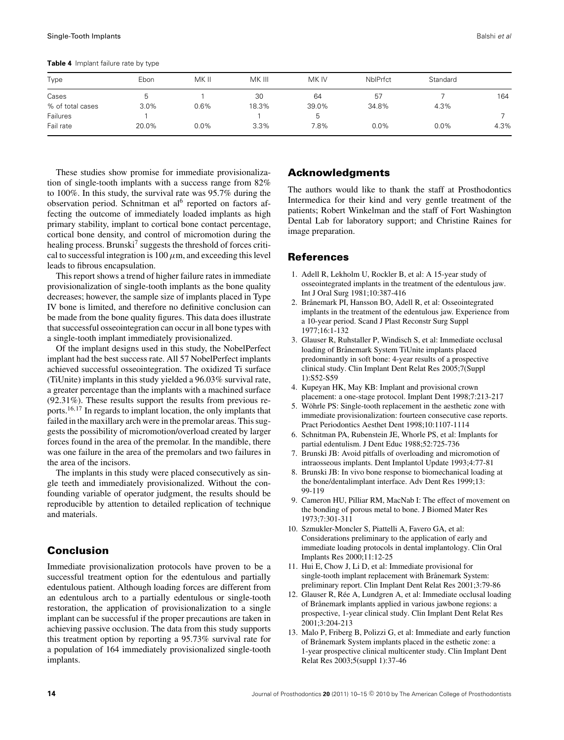**Table 4** Implant failure rate by type

| Type | Ebon | MK II | MK III | MK IV | NblPrfct | Standard | |
|---|---|---|---|---|---|---|---|
| Cases | 5 | 1 | 30 | 64 | 57 | 7 | 164 |
| % of total cases | 3.0% | 0.6% | 18.3% | 39.0% | 34.8% | 4.3% | |
| Failures | 1 | | 1 | 5 | | | 7 |
| Fail rate | 20.0% | 0.0% | 3.3% | 7.8% | 0.0% | 0.0% | 4.3% |

These studies show promise for immediate provisionalization of single-tooth implants with a success range from 82% to 100%. In this study, the survival rate was 95.7% during the observation period. Schnitman et al[6] reported on factors affecting the outcome of immediately loaded implants as high primary stability, implant to cortical bone contact percentage, cortical bone density, and control of micromotion during the healing process. Brunski[7] suggests the threshold of forces critical to successful integration is 100 $\mu$m, and exceeding this level leads to fibrous encapsulation.

This report shows a trend of higher failure rates in immediate provisionalization of single-tooth implants as the bone quality decreases; however, the sample size of implants placed in Type IV bone is limited, and therefore no definitive conclusion can be made from the bone quality figures. This data does illustrate that successful osseointegration can occur in all bone types with a single-tooth implant immediately provisionalized.

Of the implant designs used in this study, the NobelPerfect implant had the best success rate. All 57 NobelPerfect implants achieved successful osseointegration. The oxidized Ti surface (TiUnite) implants in this study yielded a 96.03% survival rate, a greater percentage than the implants with a machined surface (92.31%). These results support the results from previous reports.[16,17] In regards to implant location, the only implants that failed in the maxillary arch were in the premolar areas. This suggests the possibility of micromotion/overload created by larger forces found in the area of the premolar. In the mandible, there was one failure in the area of the premolars and two failures in the area of the incisors.

The implants in this study were placed consecutively as single teeth and immediately provisionalized. Without the confounding variable of operator judgment, the results should be reproducible by attention to detailed replication of technique and materials.

## Conclusion

Immediate provisionalization protocols have proven to be a successful treatment option for the edentulous and partially edentulous patient. Although loading forces are different from an edentulous arch to a partially edentulous or single-tooth restoration, the application of provisionalization to a single implant can be successful if the proper precautions are taken in achieving passive occlusion. The data from this study supports this treatment option by reporting a 95.73% survival rate for a population of 164 immediately provisionalized single-tooth implants.

## Acknowledgments

The authors would like to thank the staff at Prosthodontics Intermedica for their kind and very gentle treatment of the patients; Robert Winkelman and the staff of Fort Washington Dental Lab for laboratory support; and Christine Raines for image preparation.

## References

1. Adell R, Lekholm U, Rockler B, et al: A 15-year study of osseointegrated implants in the treatment of the edentulous jaw. Int J Oral Surg 1981;10:387-416
2. Brånemark PI, Hansson BO, Adell R, et al: Osseointegrated implants in the treatment of the edentulous jaw. Experience from a 10-year period. Scand J Plast Reconstr Surg Suppl 1977;16:1-132
3. Glauser R, Ruhstaller P, Windisch S, et al: Immediate occlusal loading of Brånemark System TiUnite implants placed predominantly in soft bone: 4-year results of a prospective clinical study. Clin Implant Dent Relat Res 2005;7(Suppl 1):S52-S59
4. Kupeyan HK, May KB: Implant and provisional crown placement: a one-stage protocol. Implant Dent 1998;7:213-217
5. Wöhrle PS: Single-tooth replacement in the aesthetic zone with immediate provisionalization: fourteen consecutive case reports. Pract Periodontics Aesthet Dent 1998;10:1107-1114
6. Schnitman PA, Rubenstein JE, Whorle PS, et al: Implants for partial edentulism. J Dent Educ 1988;52:725-736
7. Brunski JB: Avoid pitfalls of overloading and micromotion of intraosseous implants. Dent Implantol Update 1993;4:77-81
8. Brunski JB: In vivo bone response to biomechanical loading at the bone/dentalimplant interface. Adv Dent Res 1999;13: 99-119
9. Cameron HU, Pilliar RM, MacNab I: The effect of movement on the bonding of porous metal to bone. J Biomed Mater Res 1973;7:301-311
10. Szmukler-Moncler S, Piattelli A, Favero GA, et al: Considerations preliminary to the application of early and immediate loading protocols in dental implantology. Clin Oral Implants Res 2000;11:12-25
11. Hui E, Chow J, Li D, et al: Immediate provisional for single-tooth implant replacement with Brånemark System: preliminary report. Clin Implant Dent Relat Res 2001;3:79-86
12. Glauser R, Rée A, Lundgren A, et al: Immediate occlusal loading of Brånemark implants applied in various jawbone regions: a prospective, 1-year clinical study. Clin Implant Dent Relat Res 2001;3:204-213
13. Malo P, Friberg B, Polizzi G, et al: Immediate and early function of Brånemark System implants placed in the esthetic zone: a 1-year prospective clinical multicenter study. Clin Implant Dent Relat Res 2003;5(suppl 1):37-46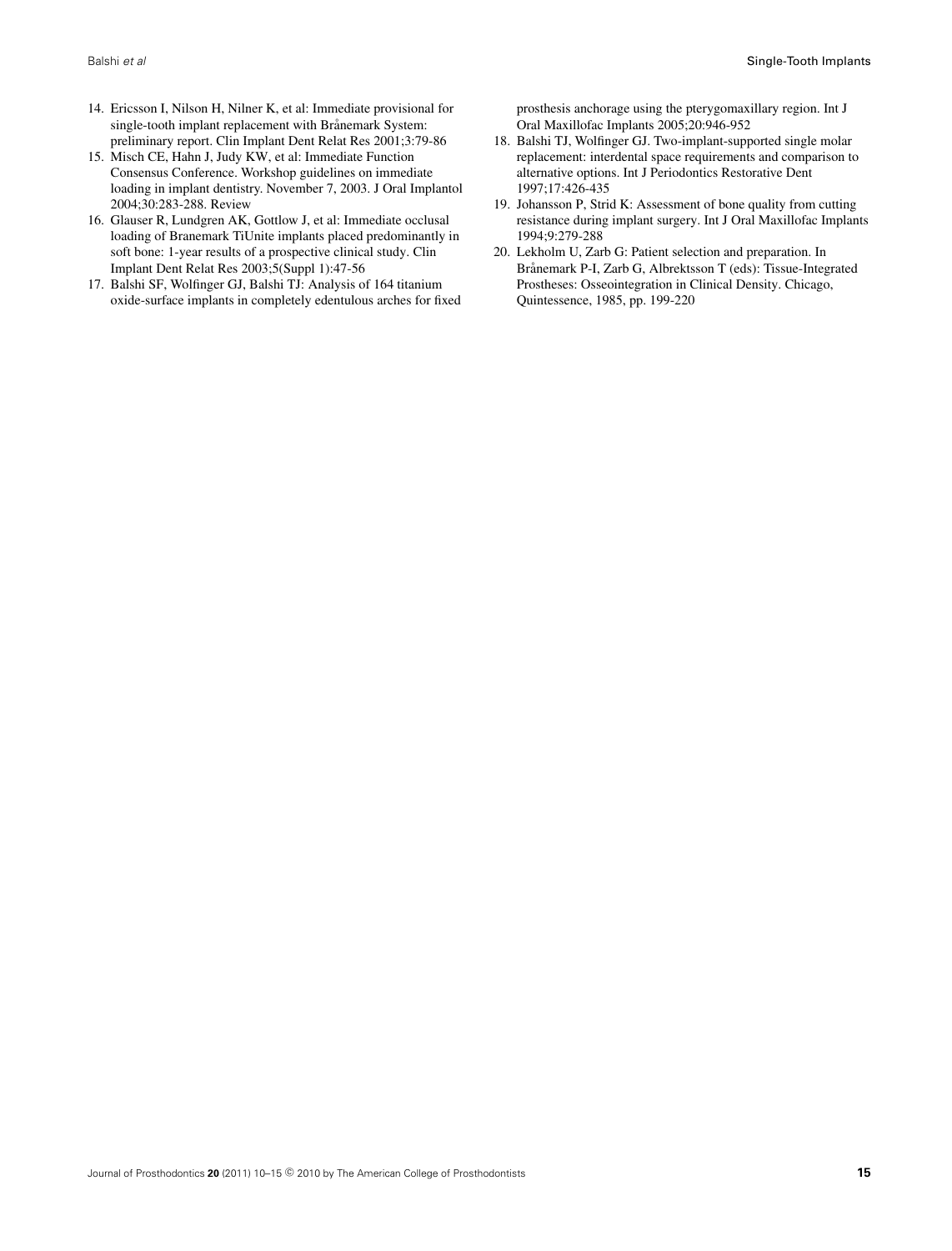14. Ericsson I, Nilson H, Nilner K, et al: Immediate provisional for single-tooth implant replacement with Brånemark System: preliminary report. Clin Implant Dent Relat Res 2001;3:79-86
15. Misch CE, Hahn J, Judy KW, et al: Immediate Function Consensus Conference. Workshop guidelines on immediate loading in implant dentistry. November 7, 2003. J Oral Implantol 2004;30:283-288. Review
16. Glauser R, Lundgren AK, Gottlow J, et al: Immediate occlusal loading of Branemark TiUnite implants placed predominantly in soft bone: 1-year results of a prospective clinical study. Clin Implant Dent Relat Res 2003;5(Suppl 1):47-56
17. Balshi SF, Wolfinger GJ, Balshi TJ: Analysis of 164 titanium oxide-surface implants in completely edentulous arches for fixed prosthesis anchorage using the pterygomaxillary region. Int J Oral Maxillofac Implants 2005;20:946-952
18. Balshi TJ, Wolfinger GJ. Two-implant-supported single molar replacement: interdental space requirements and comparison to alternative options. Int J Periodontics Restorative Dent 1997;17:426-435
19. Johansson P, Strid K: Assessment of bone quality from cutting resistance during implant surgery. Int J Oral Maxillofac Implants 1994;9:279-288
20. Lekholm U, Zarb G: Patient selection and preparation. In Brånemark P-I, Zarb G, Albrektsson T (eds): Tissue-Integrated Prostheses: Osseointegration in Clinical Density. Chicago, Quintessence, 1985, pp. 199-220